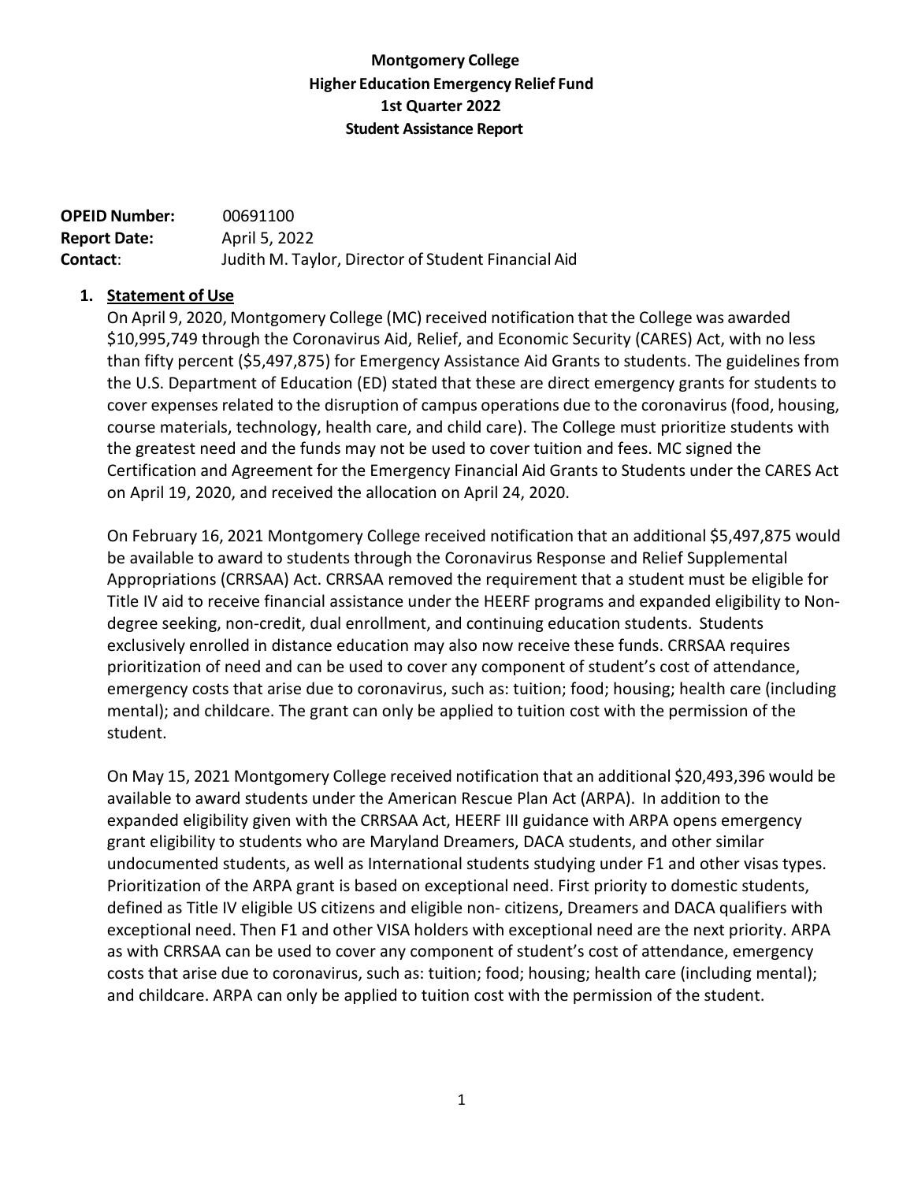**Montgomery College**
**Higher Education Emergency Relief Fund**
**1st Quarter 2022**
**Student Assistance Report**

**OPEID Number:** 00691100
**Report Date:** April 5, 2022
**Contact**: Judith M. Taylor, Director of Student Financial Aid

1. **Statement of Use**

   On April 9, 2020, Montgomery College (MC) received notification that the College was awarded $10,995,749 through the Coronavirus Aid, Relief, and Economic Security (CARES) Act, with no less than fifty percent ($5,497,875) for Emergency Assistance Aid Grants to students. The guidelines from the U.S. Department of Education (ED) stated that these are direct emergency grants for students to cover expenses related to the disruption of campus operations due to the coronavirus (food, housing, course materials, technology, health care, and child care). The College must prioritize students with the greatest need and the funds may not be used to cover tuition and fees. MC signed the Certification and Agreement for the Emergency Financial Aid Grants to Students under the CARES Act on April 19, 2020, and received the allocation on April 24, 2020.

   On February 16, 2021 Montgomery College received notification that an additional $5,497,875 would be available to award to students through the Coronavirus Response and Relief Supplemental Appropriations (CRRSAA) Act. CRRSAA removed the requirement that a student must be eligible for Title IV aid to receive financial assistance under the HEERF programs and expanded eligibility to Non-degree seeking, non-credit, dual enrollment, and continuing education students. Students exclusively enrolled in distance education may also now receive these funds. CRRSAA requires prioritization of need and can be used to cover any component of student's cost of attendance, emergency costs that arise due to coronavirus, such as: tuition; food; housing; health care (including mental); and childcare. The grant can only be applied to tuition cost with the permission of the student.

   On May 15, 2021 Montgomery College received notification that an additional $20,493,396 would be available to award students under the American Rescue Plan Act (ARPA). In addition to the expanded eligibility given with the CRRSAA Act, HEERF III guidance with ARPA opens emergency grant eligibility to students who are Maryland Dreamers, DACA students, and other similar undocumented students, as well as International students studying under F1 and other visas types. Prioritization of the ARPA grant is based on exceptional need. First priority to domestic students, defined as Title IV eligible US citizens and eligible non- citizens, Dreamers and DACA qualifiers with exceptional need. Then F1 and other VISA holders with exceptional need are the next priority. ARPA as with CRRSAA can be used to cover any component of student's cost of attendance, emergency costs that arise due to coronavirus, such as: tuition; food; housing; health care (including mental); and childcare. ARPA can only be applied to tuition cost with the permission of the student.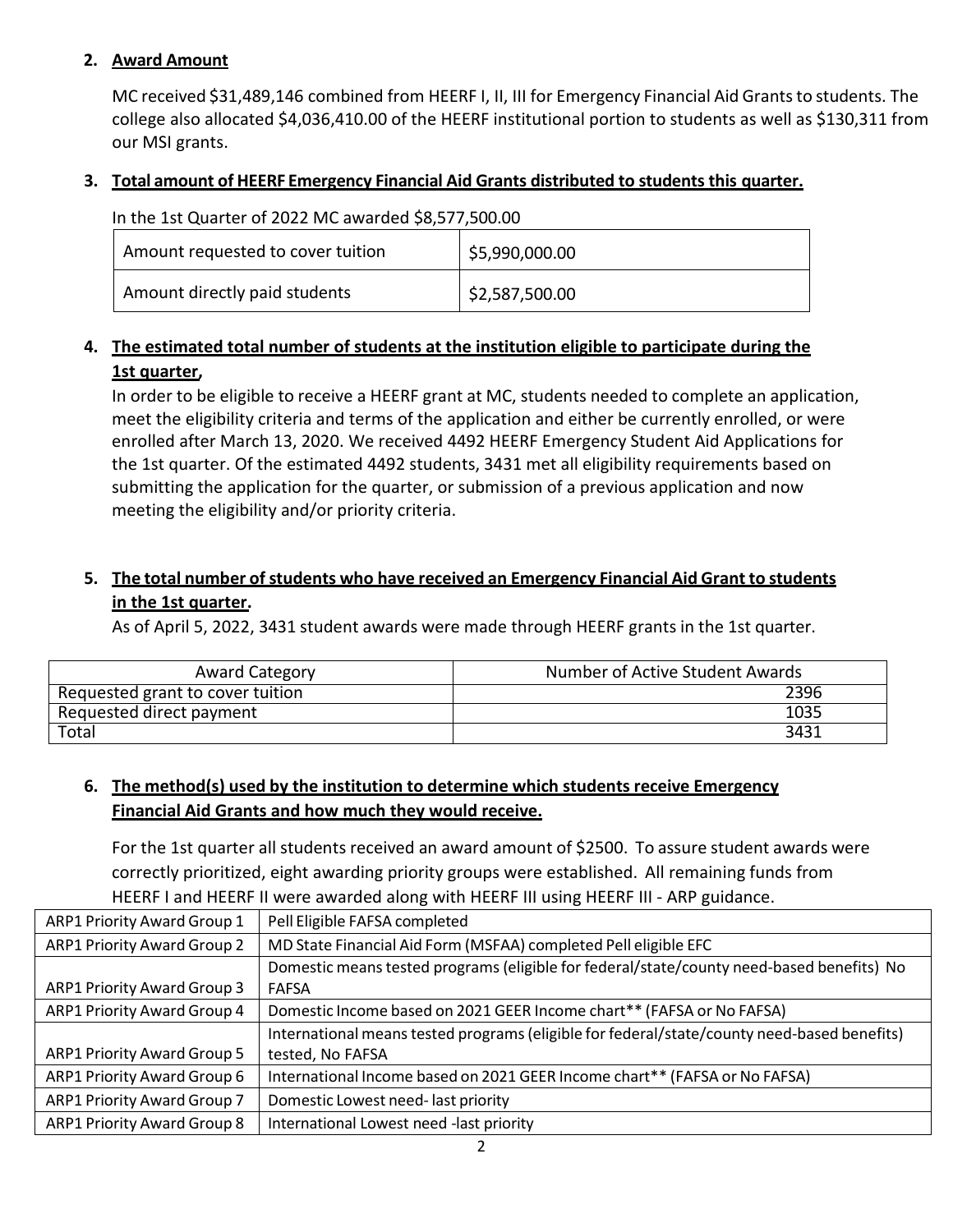**2. Award Amount**

MC received $31,489,146 combined from HEERF I, II, III for Emergency Financial Aid Grants to students. The college also allocated $4,036,410.00 of the HEERF institutional portion to students as well as $130,311 from our MSI grants.

**3. Total amount of HEERF Emergency Financial Aid Grants distributed to students this quarter.**

In the 1st Quarter of 2022 MC awarded $8,577,500.00

| Amount requested to cover tuition | $5,990,000.00 |
|---|---|
| Amount directly paid students | $2,587,500.00 |

**4. The estimated total number of students at the institution eligible to participate during the 1st quarter,**

In order to be eligible to receive a HEERF grant at MC, students needed to complete an application, meet the eligibility criteria and terms of the application and either be currently enrolled, or were enrolled after March 13, 2020. We received 4492 HEERF Emergency Student Aid Applications for the 1st quarter. Of the estimated 4492 students, 3431 met all eligibility requirements based on submitting the application for the quarter, or submission of a previous application and now meeting the eligibility and/or priority criteria.

**5. The total number of students who have received an Emergency Financial Aid Grant to students in the 1st quarter.**

As of April 5, 2022, 3431 student awards were made through HEERF grants in the 1st quarter.

| Award Category | Number of Active Student Awards |
|---|---|
| Requested grant to cover tuition | 2396 |
| Requested direct payment | 1035 |
| Total | 3431 |

**6. The method(s) used by the institution to determine which students receive Emergency Financial Aid Grants and how much they would receive.**

For the 1st quarter all students received an award amount of $2500. To assure student awards were correctly prioritized, eight awarding priority groups were established. All remaining funds from HEERF I and HEERF II were awarded along with HEERF III using HEERF III - ARP guidance.

| | |
|---|---|
| ARP1 Priority Award Group 1 | Pell Eligible FAFSA completed |
| ARP1 Priority Award Group 2 | MD State Financial Aid Form (MSFAA) completed Pell eligible EFC |
| ARP1 Priority Award Group 3 | Domestic means tested programs (eligible for federal/state/county need-based benefits) No FAFSA |
| ARP1 Priority Award Group 4 | Domestic Income based on 2021 GEER Income chart** (FAFSA or No FAFSA) |
| ARP1 Priority Award Group 5 | International means tested programs (eligible for federal/state/county need-based benefits) tested, No FAFSA |
| ARP1 Priority Award Group 6 | International Income based on 2021 GEER Income chart** (FAFSA or No FAFSA) |
| ARP1 Priority Award Group 7 | Domestic Lowest need- last priority |
| ARP1 Priority Award Group 8 | International Lowest need -last priority |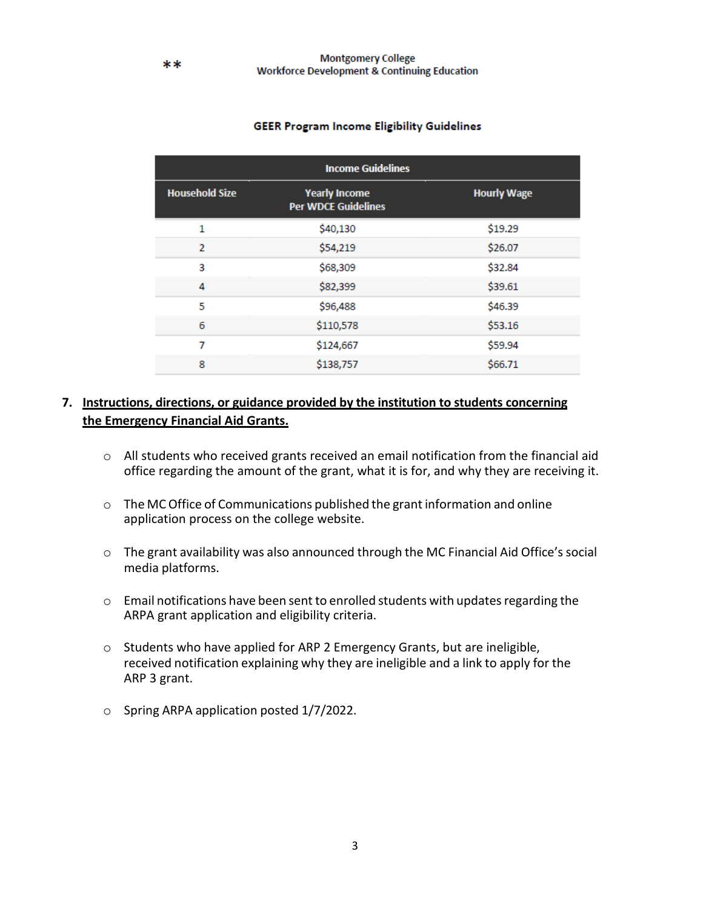**

Montgomery College
Workforce Development & Continuing Education

**GEER Program Income Eligibility Guidelines**

| Income Guidelines | | |
|---|---|---|
| Household Size | Yearly Income Per WDCE Guidelines | Hourly Wage |
| 1 | $40,130 | $19.29 |
| 2 | $54,219 | $26.07 |
| 3 | $68,309 | $32.84 |
| 4 | $82,399 | $39.61 |
| 5 | $96,488 | $46.39 |
| 6 | $110,578 | $53.16 |
| 7 | $124,667 | $59.94 |
| 8 | $138,757 | $66.71 |

**7. Instructions, directions, or guidance provided by the institution to students concerning the Emergency Financial Aid Grants.**

- All students who received grants received an email notification from the financial aid office regarding the amount of the grant, what it is for, and why they are receiving it.
- The MC Office of Communications published the grant information and online application process on the college website.
- The grant availability was also announced through the MC Financial Aid Office's social media platforms.
- Email notifications have been sent to enrolled students with updates regarding the ARPA grant application and eligibility criteria.
- Students who have applied for ARP 2 Emergency Grants, but are ineligible, received notification explaining why they are ineligible and a link to apply for the ARP 3 grant.
- Spring ARPA application posted 1/7/2022.